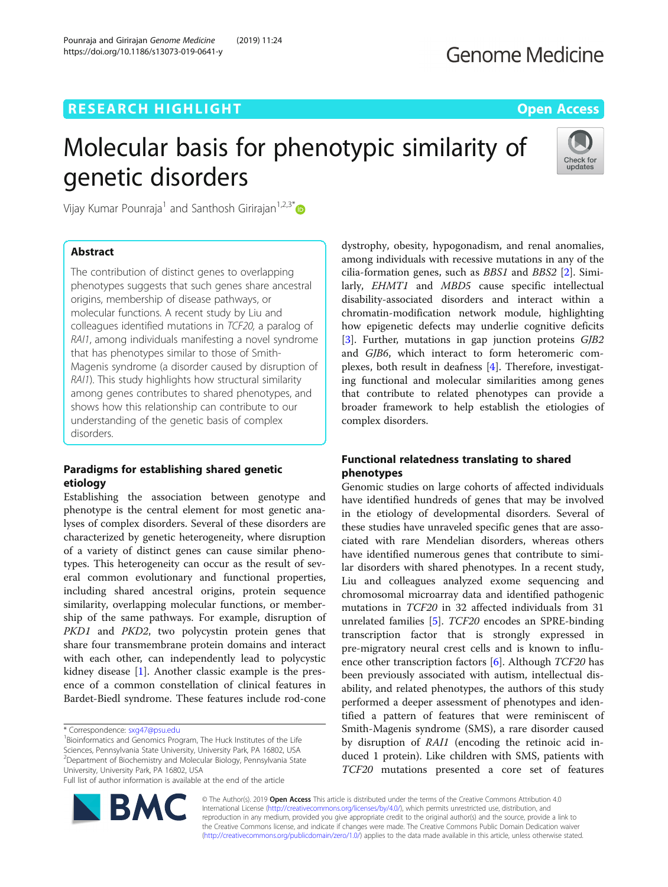# Molecular basis for phenotypic similarity of genetic disorders

Vijay Kumar Pounraja[1] and Santhosh Girirajan[1,2,3*]

## Abstract

The contribution of distinct genes to overlapping phenotypes suggests that such genes share ancestral origins, membership of disease pathways, or molecular functions. A recent study by Liu and colleagues identified mutations in *TCF20*, a paralog of *RAI1*, among individuals manifesting a novel syndrome that has phenotypes similar to those of Smith-Magenis syndrome (a disorder caused by disruption of *RAI1*). This study highlights how structural similarity among genes contributes to shared phenotypes, and shows how this relationship can contribute to our understanding of the genetic basis of complex disorders.

## Paradigms for establishing shared genetic etiology

Establishing the association between genotype and phenotype is the central element for most genetic analyses of complex disorders. Several of these disorders are characterized by genetic heterogeneity, where disruption of a variety of distinct genes can cause similar phenotypes. This heterogeneity can occur as the result of several common evolutionary and functional properties, including shared ancestral origins, protein sequence similarity, overlapping molecular functions, or membership of the same pathways. For example, disruption of *PKD1* and *PKD2*, two polycystin protein genes that share four transmembrane protein domains and interact with each other, can independently lead to polycystic kidney disease [1]. Another classic example is the presence of a common constellation of clinical features in Bardet-Biedl syndrome. These features include rod-cone dystrophy, obesity, hypogonadism, and renal anomalies, among individuals with recessive mutations in any of the cilia-formation genes, such as *BBS1* and *BBS2* [2]. Similarly, *EHMT1* and *MBD5* cause specific intellectual disability-associated disorders and interact within a chromatin-modification network module, highlighting how epigenetic defects may underlie cognitive deficits [3]. Further, mutations in gap junction proteins *GJB2* and *GJB6*, which interact to form heteromeric complexes, both result in deafness [4]. Therefore, investigating functional and molecular similarities among genes that contribute to related phenotypes can provide a broader framework to help establish the etiologies of complex disorders.

## Functional relatedness translating to shared phenotypes

Genomic studies on large cohorts of affected individuals have identified hundreds of genes that may be involved in the etiology of developmental disorders. Several of these studies have unraveled specific genes that are associated with rare Mendelian disorders, whereas others have identified numerous genes that contribute to similar disorders with shared phenotypes. In a recent study, Liu and colleagues analyzed exome sequencing and chromosomal microarray data and identified pathogenic mutations in *TCF20* in 32 affected individuals from 31 unrelated families [5]. *TCF20* encodes an SPRE-binding transcription factor that is strongly expressed in pre-migratory neural crest cells and is known to influence other transcription factors [6]. Although *TCF20* has been previously associated with autism, intellectual disability, and related phenotypes, the authors of this study performed a deeper assessment of phenotypes and identified a pattern of features that were reminiscent of Smith-Magenis syndrome (SMS), a rare disorder caused by disruption of *RAI1* (encoding the retinoic acid induced 1 protein). Like children with SMS, patients with *TCF20* mutations presented a core set of features

\* Correspondence: sxg47@psu.edu

[1]Bioinformatics and Genomics Program, The Huck Institutes of the Life Sciences, Pennsylvania State University, University Park, PA 16802, USA

[2]Department of Biochemistry and Molecular Biology, Pennsylvania State University, University Park, PA 16802, USA

Full list of author information is available at the end of the article

© The Author(s). 2019 **Open Access** This article is distributed under the terms of the Creative Commons Attribution 4.0 International License (http://creativecommons.org/licenses/by/4.0/), which permits unrestricted use, distribution, and reproduction in any medium, provided you give appropriate credit to the original author(s) and the source, provide a link to the Creative Commons license, and indicate if changes were made. The Creative Commons Public Domain Dedication waiver (http://creativecommons.org/publicdomain/zero/1.0/) applies to the data made available in this article, unless otherwise stated.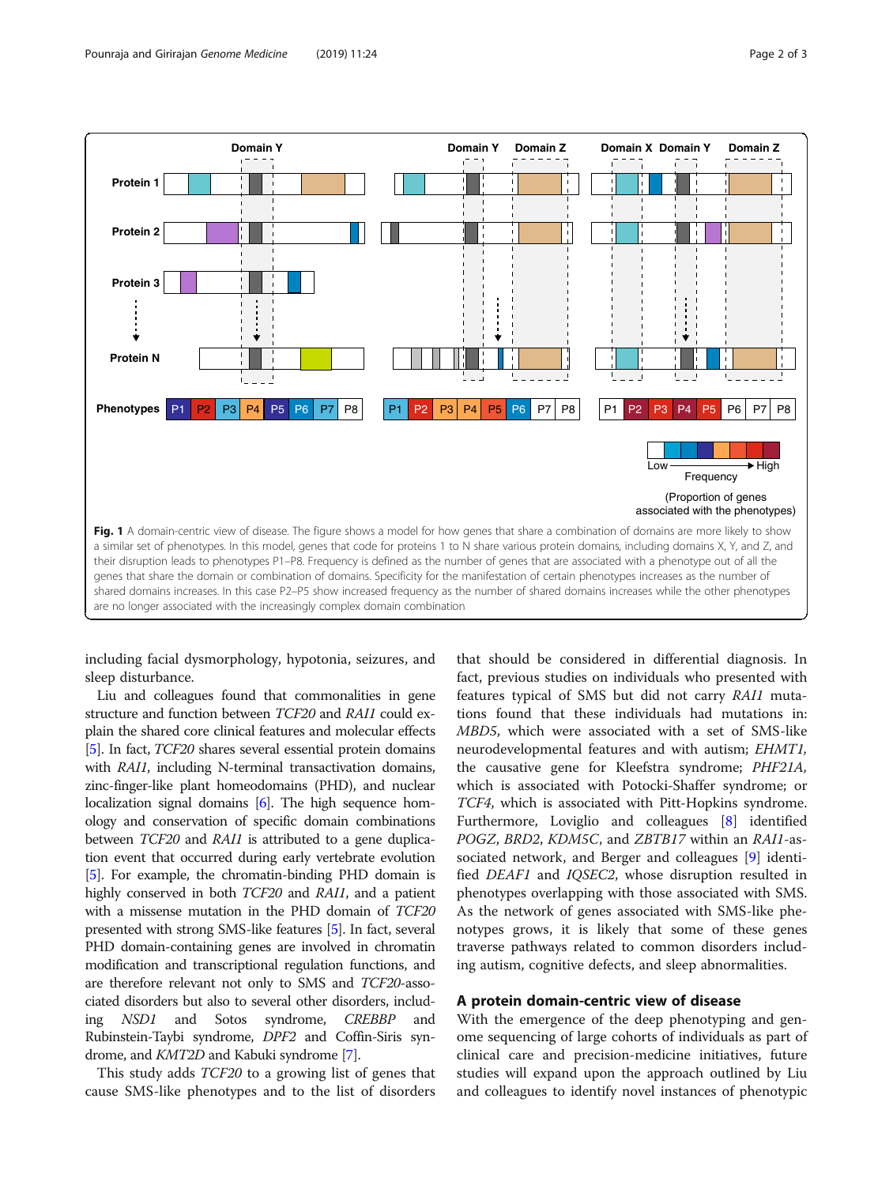**Fig. 1** A domain-centric view of disease. The figure shows a model for how genes that share a combination of domains are more likely to show a similar set of phenotypes. In this model, genes that code for proteins 1 to N share various protein domains, including domains X, Y, and Z, and their disruption leads to phenotypes P1–P8. Frequency is defined as the number of genes that are associated with a phenotype out of all the genes that share the domain or combination of domains. Specificity for the manifestation of certain phenotypes increases as the number of shared domains increases. In this case P2–P5 show increased frequency as the number of shared domains increases while the other phenotypes are no longer associated with the increasingly complex domain combination

including facial dysmorphology, hypotonia, seizures, and sleep disturbance.

Liu and colleagues found that commonalities in gene structure and function between *TCF20* and *RAI1* could explain the shared core clinical features and molecular effects [5]. In fact, *TCF20* shares several essential protein domains with *RAI1*, including N-terminal transactivation domains, zinc-finger-like plant homeodomains (PHD), and nuclear localization signal domains [6]. The high sequence homology and conservation of specific domain combinations between *TCF20* and *RAI1* is attributed to a gene duplication event that occurred during early vertebrate evolution [5]. For example, the chromatin-binding PHD domain is highly conserved in both *TCF20* and *RAI1*, and a patient with a missense mutation in the PHD domain of *TCF20* presented with strong SMS-like features [5]. In fact, several PHD domain-containing genes are involved in chromatin modification and transcriptional regulation functions, and are therefore relevant not only to SMS and *TCF20*-associated disorders but also to several other disorders, including *NSD1* and Sotos syndrome, *CREBBP* and Rubinstein-Taybi syndrome, *DPF2* and Coffin-Siris syndrome, and *KMT2D* and Kabuki syndrome [7].

This study adds *TCF20* to a growing list of genes that cause SMS-like phenotypes and to the list of disorders that should be considered in differential diagnosis. In fact, previous studies on individuals who presented with features typical of SMS but did not carry *RAI1* mutations found that these individuals had mutations in: *MBD5*, which were associated with a set of SMS-like neurodevelopmental features and with autism; *EHMT1*, the causative gene for Kleefstra syndrome; *PHF21A*, which is associated with Potocki-Shaffer syndrome; or *TCF4*, which is associated with Pitt-Hopkins syndrome. Furthermore, Loviglio and colleagues [8] identified *POGZ*, *BRD2*, *KDM5C*, and *ZBTB17* within an *RAI1*-associated network, and Berger and colleagues [9] identified *DEAF1* and *IQSEC2*, whose disruption resulted in phenotypes overlapping with those associated with SMS. As the network of genes associated with SMS-like phenotypes grows, it is likely that some of these genes traverse pathways related to common disorders including autism, cognitive defects, and sleep abnormalities.

## A protein domain-centric view of disease

With the emergence of the deep phenotyping and genome sequencing of large cohorts of individuals as part of clinical care and precision-medicine initiatives, future studies will expand upon the approach outlined by Liu and colleagues to identify novel instances of phenotypic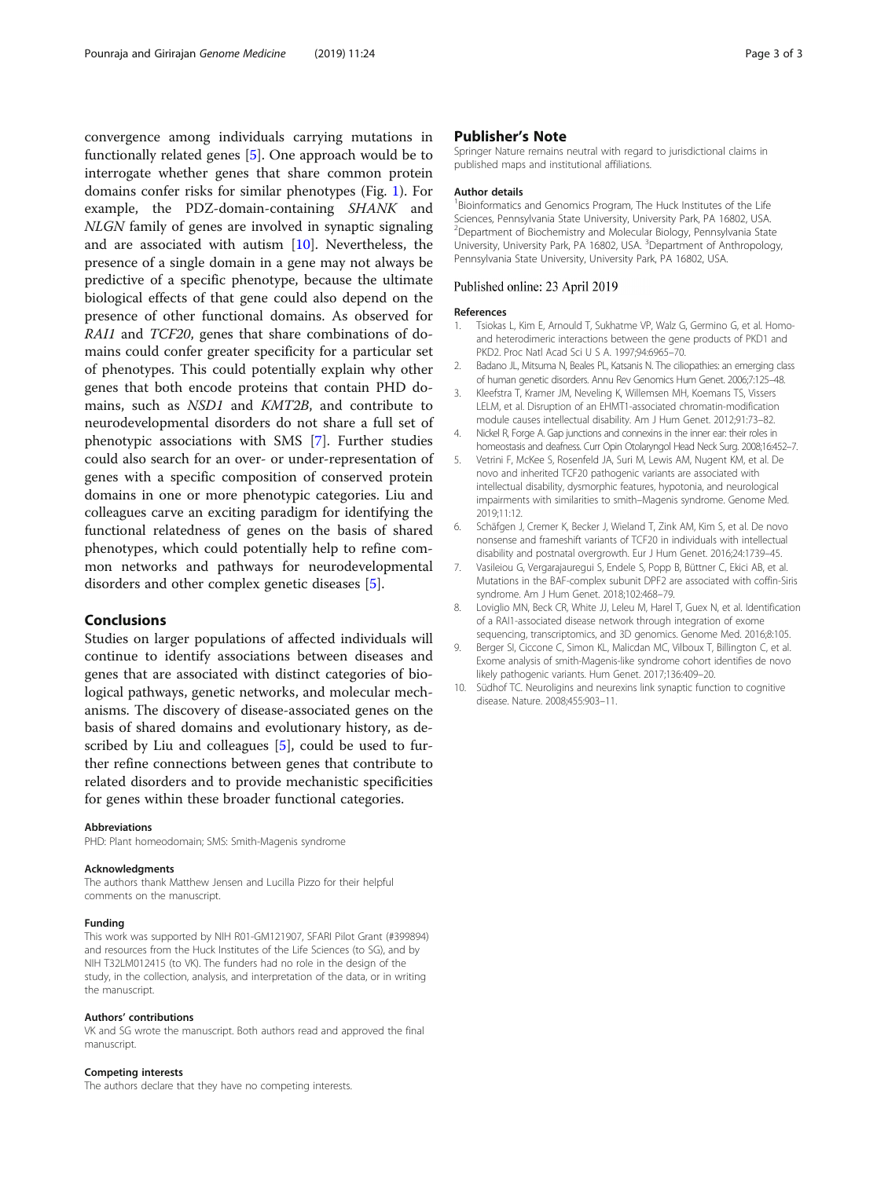convergence among individuals carrying mutations in functionally related genes [5]. One approach would be to interrogate whether genes that share common protein domains confer risks for similar phenotypes (Fig. 1). For example, the PDZ-domain-containing *SHANK* and *NLGN* family of genes are involved in synaptic signaling and are associated with autism [10]. Nevertheless, the presence of a single domain in a gene may not always be predictive of a specific phenotype, because the ultimate biological effects of that gene could also depend on the presence of other functional domains. As observed for *RAI1* and *TCF20*, genes that share combinations of domains could confer greater specificity for a particular set of phenotypes. This could potentially explain why other genes that both encode proteins that contain PHD domains, such as *NSD1* and *KMT2B*, and contribute to neurodevelopmental disorders do not share a full set of phenotypic associations with SMS [7]. Further studies could also search for an over- or under-representation of genes with a specific composition of conserved protein domains in one or more phenotypic categories. Liu and colleagues carve an exciting paradigm for identifying the functional relatedness of genes on the basis of shared phenotypes, which could potentially help to refine common networks and pathways for neurodevelopmental disorders and other complex genetic diseases [5].

## Conclusions

Studies on larger populations of affected individuals will continue to identify associations between diseases and genes that are associated with distinct categories of biological pathways, genetic networks, and molecular mechanisms. The discovery of disease-associated genes on the basis of shared domains and evolutionary history, as described by Liu and colleagues [5], could be used to further refine connections between genes that contribute to related disorders and to provide mechanistic specificities for genes within these broader functional categories.

#### Abbreviations

PHD: Plant homeodomain; SMS: Smith-Magenis syndrome

#### Acknowledgments

The authors thank Matthew Jensen and Lucilla Pizzo for their helpful comments on the manuscript.

#### Funding

This work was supported by NIH R01-GM121907, SFARI Pilot Grant (#399894) and resources from the Huck Institutes of the Life Sciences (to SG), and by NIH T32LM012415 (to VK). The funders had no role in the design of the study, in the collection, analysis, and interpretation of the data, or in writing the manuscript.

#### Authors' contributions

VK and SG wrote the manuscript. Both authors read and approved the final manuscript.

#### Competing interests

The authors declare that they have no competing interests.

## Publisher's Note

Springer Nature remains neutral with regard to jurisdictional claims in published maps and institutional affiliations.

#### Author details

[1]Bioinformatics and Genomics Program, The Huck Institutes of the Life Sciences, Pennsylvania State University, University Park, PA 16802, USA. [2]Department of Biochemistry and Molecular Biology, Pennsylvania State University, University Park, PA 16802, USA. [3]Department of Anthropology, Pennsylvania State University, University Park, PA 16802, USA.

Published online: 23 April 2019

#### References

1. Tsiokas L, Kim E, Arnould T, Sukhatme VP, Walz G, Germino G, et al. Homo- and heterodimeric interactions between the gene products of PKD1 and PKD2. Proc Natl Acad Sci U S A. 1997;94:6965–70.
2. Badano JL, Mitsuma N, Beales PL, Katsanis N. The ciliopathies: an emerging class of human genetic disorders. Annu Rev Genomics Hum Genet. 2006;7:125–48.
3. Kleefstra T, Kramer JM, Neveling K, Willemsen MH, Koemans TS, Vissers LELM, et al. Disruption of an EHMT1-associated chromatin-modification module causes intellectual disability. Am J Hum Genet. 2012;91:73–82.
4. Nickel R, Forge A. Gap junctions and connexins in the inner ear: their roles in homeostasis and deafness. Curr Opin Otolaryngol Head Neck Surg. 2008;16:452–7.
5. Vetrini F, McKee S, Rosenfeld JA, Suri M, Lewis AM, Nugent KM, et al. De novo and inherited TCF20 pathogenic variants are associated with intellectual disability, dysmorphic features, hypotonia, and neurological impairments with similarities to smith–Magenis syndrome. Genome Med. 2019;11:12.
6. Schäfgen J, Cremer K, Becker J, Wieland T, Zink AM, Kim S, et al. De novo nonsense and frameshift variants of TCF20 in individuals with intellectual disability and postnatal overgrowth. Eur J Hum Genet. 2016;24:1739–45.
7. Vasileiou G, Vergarajauregui S, Endele S, Popp B, Büttner C, Ekici AB, et al. Mutations in the BAF-complex subunit DPF2 are associated with coffin-Siris syndrome. Am J Hum Genet. 2018;102:468–79.
8. Loviglio MN, Beck CR, White JJ, Leleu M, Harel T, Guex N, et al. Identification of a RAI1-associated disease network through integration of exome sequencing, transcriptomics, and 3D genomics. Genome Med. 2016;8:105.
9. Berger SI, Ciccone C, Simon KL, Malicdan MC, Vilboux T, Billington C, et al. Exome analysis of smith-Magenis-like syndrome cohort identifies de novo likely pathogenic variants. Hum Genet. 2017;136:409–20.
10. Südhof TC. Neuroligins and neurexins link synaptic function to cognitive disease. Nature. 2008;455:903–11.